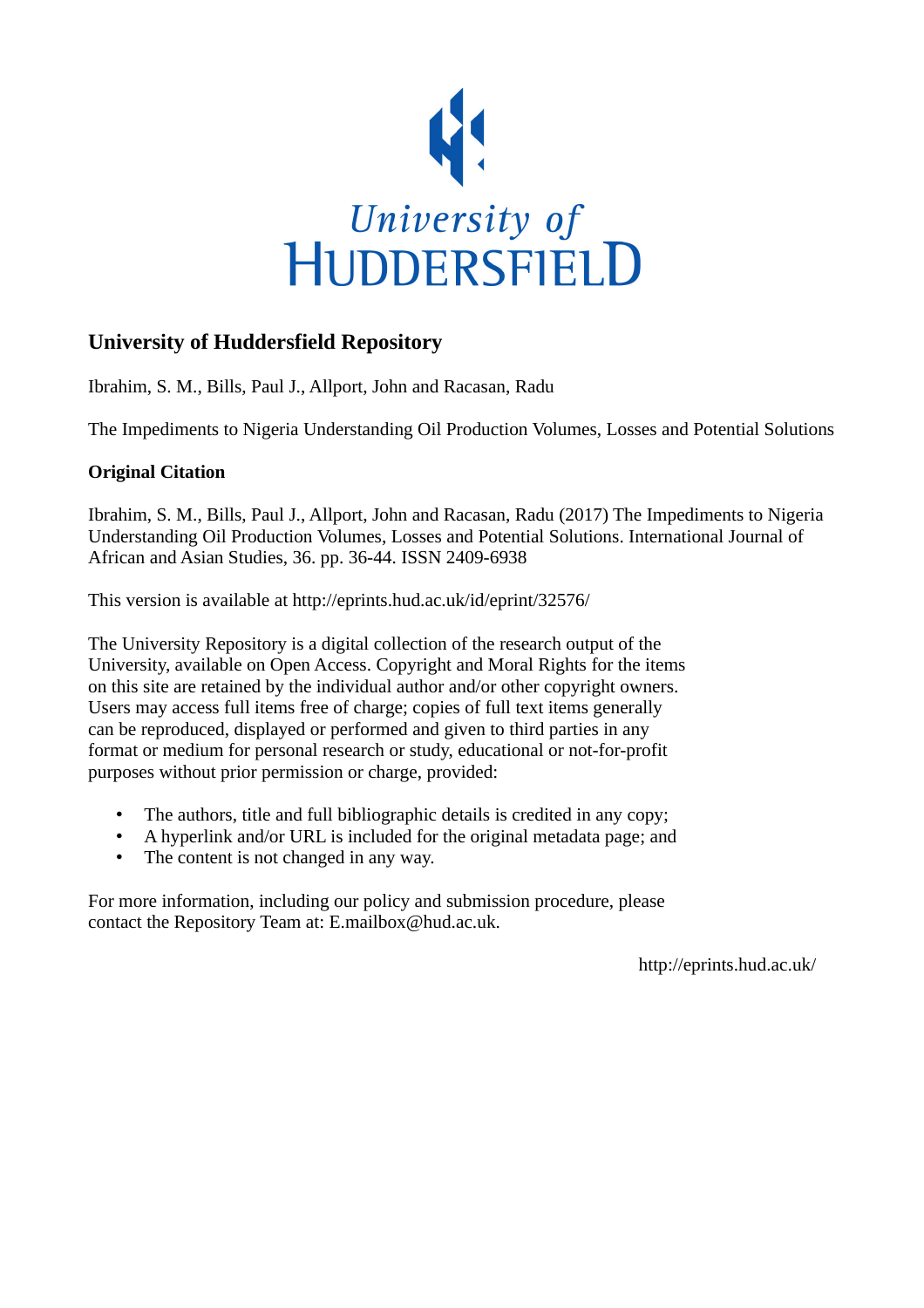University of
HUDDERSFIELD

## University of Huddersfield Repository

Ibrahim, S. M., Bills, Paul J., Allport, John and Racasan, Radu

The Impediments to Nigeria Understanding Oil Production Volumes, Losses and Potential Solutions

### Original Citation

Ibrahim, S. M., Bills, Paul J., Allport, John and Racasan, Radu (2017) The Impediments to Nigeria Understanding Oil Production Volumes, Losses and Potential Solutions. International Journal of African and Asian Studies, 36. pp. 36-44. ISSN 2409-6938

This version is available at http://eprints.hud.ac.uk/id/eprint/32576/

The University Repository is a digital collection of the research output of the University, available on Open Access. Copyright and Moral Rights for the items on this site are retained by the individual author and/or other copyright owners. Users may access full items free of charge; copies of full text items generally can be reproduced, displayed or performed and given to third parties in any format or medium for personal research or study, educational or not-for-profit purposes without prior permission or charge, provided:

- The authors, title and full bibliographic details is credited in any copy;
- A hyperlink and/or URL is included for the original metadata page; and
- The content is not changed in any way.

For more information, including our policy and submission procedure, please contact the Repository Team at: E.mailbox@hud.ac.uk.

http://eprints.hud.ac.uk/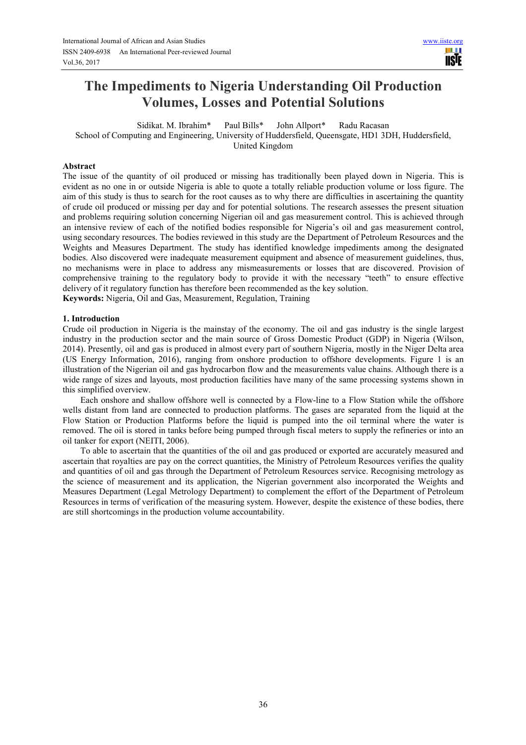# The Impediments to Nigeria Understanding Oil Production Volumes, Losses and Potential Solutions

Sidikat. M. Ibrahim* Paul Bills* John Allport* Radu Racasan

School of Computing and Engineering, University of Huddersfield, Queensgate, HD1 3DH, Huddersfield, United Kingdom

## Abstract

The issue of the quantity of oil produced or missing has traditionally been played down in Nigeria. This is evident as no one in or outside Nigeria is able to quote a totally reliable production volume or loss figure. The aim of this study is thus to search for the root causes as to why there are difficulties in ascertaining the quantity of crude oil produced or missing per day and for potential solutions. The research assesses the present situation and problems requiring solution concerning Nigerian oil and gas measurement control. This is achieved through an intensive review of each of the notified bodies responsible for Nigeria's oil and gas measurement control, using secondary resources. The bodies reviewed in this study are the Department of Petroleum Resources and the Weights and Measures Department. The study has identified knowledge impediments among the designated bodies. Also discovered were inadequate measurement equipment and absence of measurement guidelines, thus, no mechanisms were in place to address any mismeasurements or losses that are discovered. Provision of comprehensive training to the regulatory body to provide it with the necessary "teeth" to ensure effective delivery of it regulatory function has therefore been recommended as the key solution.

**Keywords:** Nigeria, Oil and Gas, Measurement, Regulation, Training

## 1. Introduction

Crude oil production in Nigeria is the mainstay of the economy. The oil and gas industry is the single largest industry in the production sector and the main source of Gross Domestic Product (GDP) in Nigeria (Wilson, 2014). Presently, oil and gas is produced in almost every part of southern Nigeria, mostly in the Niger Delta area (US Energy Information, 2016), ranging from onshore production to offshore developments. Figure 1 is an illustration of the Nigerian oil and gas hydrocarbon flow and the measurements value chains. Although there is a wide range of sizes and layouts, most production facilities have many of the same processing systems shown in this simplified overview.

Each onshore and shallow offshore well is connected by a Flow-line to a Flow Station while the offshore wells distant from land are connected to production platforms. The gases are separated from the liquid at the Flow Station or Production Platforms before the liquid is pumped into the oil terminal where the water is removed. The oil is stored in tanks before being pumped through fiscal meters to supply the refineries or into an oil tanker for export (NEITI, 2006).

To able to ascertain that the quantities of the oil and gas produced or exported are accurately measured and ascertain that royalties are pay on the correct quantities, the Ministry of Petroleum Resources verifies the quality and quantities of oil and gas through the Department of Petroleum Resources service. Recognising metrology as the science of measurement and its application, the Nigerian government also incorporated the Weights and Measures Department (Legal Metrology Department) to complement the effort of the Department of Petroleum Resources in terms of verification of the measuring system. However, despite the existence of these bodies, there are still shortcomings in the production volume accountability.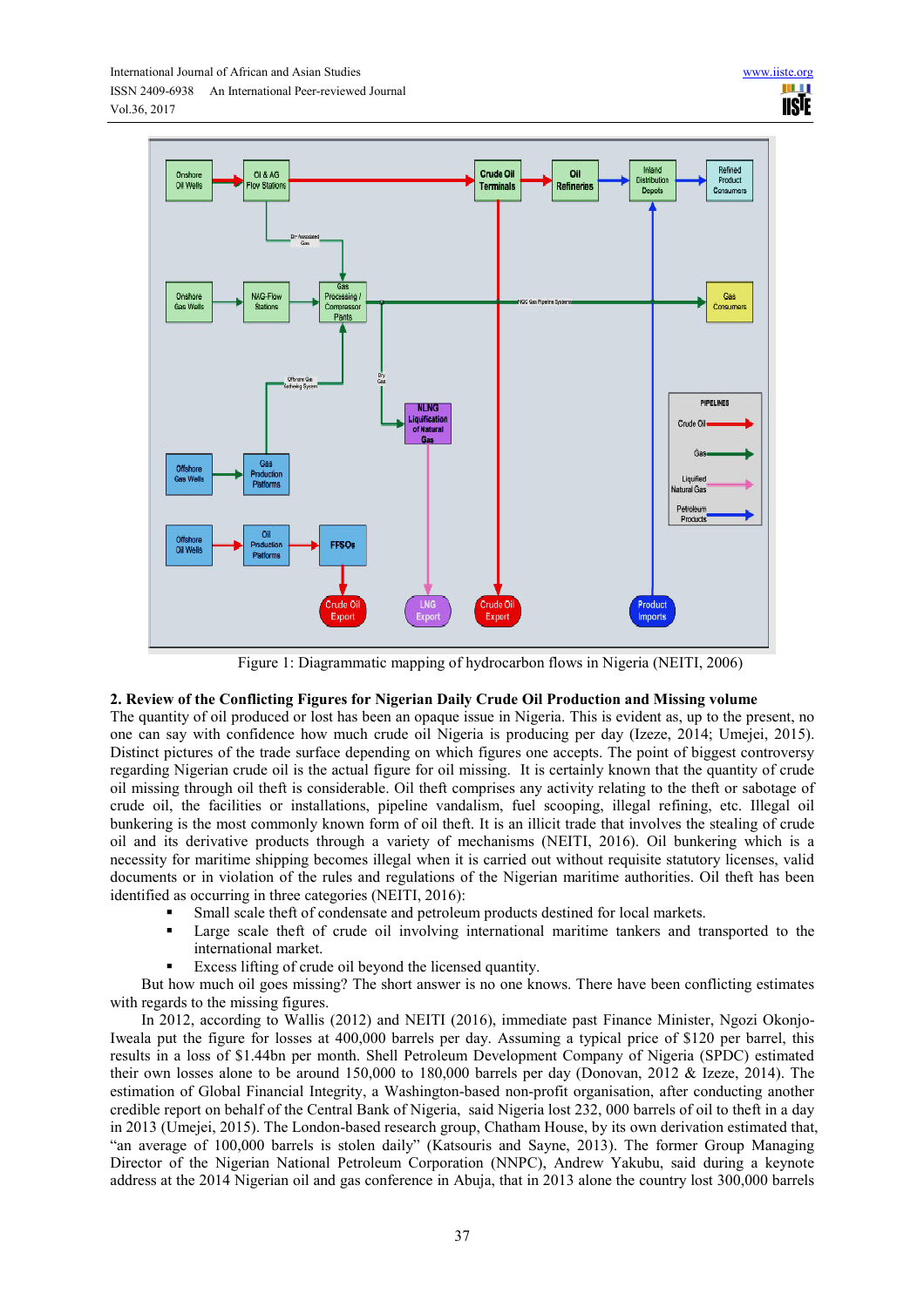Figure 1: Diagrammatic mapping of hydrocarbon flows in Nigeria (NEITI, 2006)

## 2. Review of the Conflicting Figures for Nigerian Daily Crude Oil Production and Missing volume

The quantity of oil produced or lost has been an opaque issue in Nigeria. This is evident as, up to the present, no one can say with confidence how much crude oil Nigeria is producing per day (Izeze, 2014; Umejei, 2015). Distinct pictures of the trade surface depending on which figures one accepts. The point of biggest controversy regarding Nigerian crude oil is the actual figure for oil missing. It is certainly known that the quantity of crude oil missing through oil theft is considerable. Oil theft comprises any activity relating to the theft or sabotage of crude oil, the facilities or installations, pipeline vandalism, fuel scooping, illegal refining, etc. Illegal oil bunkering is the most commonly known form of oil theft. It is an illicit trade that involves the stealing of crude oil and its derivative products through a variety of mechanisms (NEITI, 2016). Oil bunkering which is a necessity for maritime shipping becomes illegal when it is carried out without requisite statutory licenses, valid documents or in violation of the rules and regulations of the Nigerian maritime authorities. Oil theft has been identified as occurring in three categories (NEITI, 2016):

- Small scale theft of condensate and petroleum products destined for local markets.
- Large scale theft of crude oil involving international maritime tankers and transported to the international market.
- Excess lifting of crude oil beyond the licensed quantity.

But how much oil goes missing? The short answer is no one knows. There have been conflicting estimates with regards to the missing figures.

In 2012, according to Wallis (2012) and NEITI (2016), immediate past Finance Minister, Ngozi Okonjo-Iweala put the figure for losses at 400,000 barrels per day. Assuming a typical price of $120 per barrel, this results in a loss of $1.44bn per month. Shell Petroleum Development Company of Nigeria (SPDC) estimated their own losses alone to be around 150,000 to 180,000 barrels per day (Donovan, 2012 & Izeze, 2014). The estimation of Global Financial Integrity, a Washington-based non-profit organisation, after conducting another credible report on behalf of the Central Bank of Nigeria, said Nigeria lost 232, 000 barrels of oil to theft in a day in 2013 (Umejei, 2015). The London-based research group, Chatham House, by its own derivation estimated that, "an average of 100,000 barrels is stolen daily" (Katsouris and Sayne, 2013). The former Group Managing Director of the Nigerian National Petroleum Corporation (NNPC), Andrew Yakubu, said during a keynote address at the 2014 Nigerian oil and gas conference in Abuja, that in 2013 alone the country lost 300,000 barrels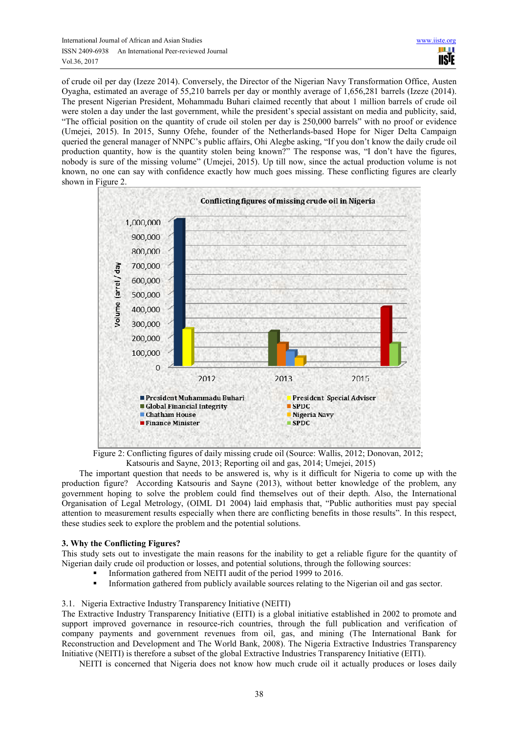of crude oil per day (Izeze 2014). Conversely, the Director of the Nigerian Navy Transformation Office, Austen Oyagha, estimated an average of 55,210 barrels per day or monthly average of 1,656,281 barrels (Izeze (2014). The present Nigerian President, Mohammadu Buhari claimed recently that about 1 million barrels of crude oil were stolen a day under the last government, while the president's special assistant on media and publicity, said, "The official position on the quantity of crude oil stolen per day is 250,000 barrels" with no proof or evidence (Umejei, 2015). In 2015, Sunny Ofehe, founder of the Netherlands-based Hope for Niger Delta Campaign queried the general manager of NNPC's public affairs, Ohi Alegbe asking, "If you don't know the daily crude oil production quantity, how is the quantity stolen being known?" The response was, "I don't have the figures, nobody is sure of the missing volume" (Umejei, 2015). Up till now, since the actual production volume is not known, no one can say with confidence exactly how much goes missing. These conflicting figures are clearly shown in Figure 2.

Figure 2: Conflicting figures of daily missing crude oil (Source: Wallis, 2012; Donovan, 2012; Katsouris and Sayne, 2013; Reporting oil and gas, 2014; Umejei, 2015)

The important question that needs to be answered is, why is it difficult for Nigeria to come up with the production figure? According Katsouris and Sayne (2013), without better knowledge of the problem, any government hoping to solve the problem could find themselves out of their depth. Also, the International Organisation of Legal Metrology, (OIML D1 2004) laid emphasis that, "Public authorities must pay special attention to measurement results especially when there are conflicting benefits in those results". In this respect, these studies seek to explore the problem and the potential solutions.

### 3. Why the Conflicting Figures?

This study sets out to investigate the main reasons for the inability to get a reliable figure for the quantity of Nigerian daily crude oil production or losses, and potential solutions, through the following sources:

- Information gathered from NEITI audit of the period 1999 to 2016.
- Information gathered from publicly available sources relating to the Nigerian oil and gas sector.

#### 3.1. Nigeria Extractive Industry Transparency Initiative (NEITI)

The Extractive Industry Transparency Initiative (EITI) is a global initiative established in 2002 to promote and support improved governance in resource-rich countries, through the full publication and verification of company payments and government revenues from oil, gas, and mining (The International Bank for Reconstruction and Development and The World Bank, 2008). The Nigeria Extractive Industries Transparency Initiative (NEITI) is therefore a subset of the global Extractive Industries Transparency Initiative (EITI).

NEITI is concerned that Nigeria does not know how much crude oil it actually produces or loses daily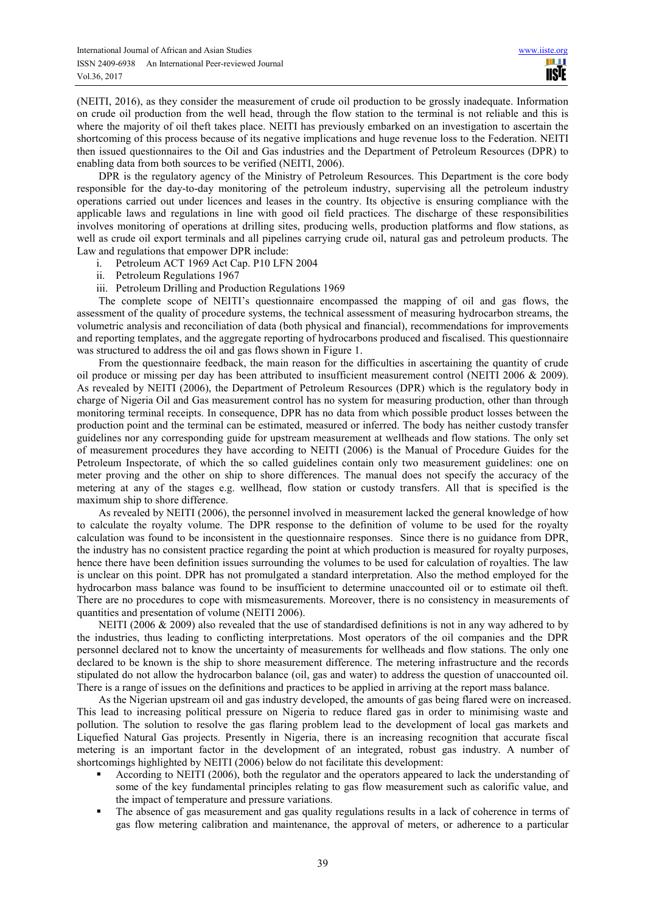(NEITI, 2016), as they consider the measurement of crude oil production to be grossly inadequate. Information on crude oil production from the well head, through the flow station to the terminal is not reliable and this is where the majority of oil theft takes place. NEITI has previously embarked on an investigation to ascertain the shortcoming of this process because of its negative implications and huge revenue loss to the Federation. NEITI then issued questionnaires to the Oil and Gas industries and the Department of Petroleum Resources (DPR) to enabling data from both sources to be verified (NEITI, 2006).

DPR is the regulatory agency of the Ministry of Petroleum Resources. This Department is the core body responsible for the day-to-day monitoring of the petroleum industry, supervising all the petroleum industry operations carried out under licences and leases in the country. Its objective is ensuring compliance with the applicable laws and regulations in line with good oil field practices. The discharge of these responsibilities involves monitoring of operations at drilling sites, producing wells, production platforms and flow stations, as well as crude oil export terminals and all pipelines carrying crude oil, natural gas and petroleum products. The Law and regulations that empower DPR include:

i. Petroleum ACT 1969 Act Cap. P10 LFN 2004
ii. Petroleum Regulations 1967
iii. Petroleum Drilling and Production Regulations 1969

The complete scope of NEITI's questionnaire encompassed the mapping of oil and gas flows, the assessment of the quality of procedure systems, the technical assessment of measuring hydrocarbon streams, the volumetric analysis and reconciliation of data (both physical and financial), recommendations for improvements and reporting templates, and the aggregate reporting of hydrocarbons produced and fiscalised. This questionnaire was structured to address the oil and gas flows shown in Figure 1.

From the questionnaire feedback, the main reason for the difficulties in ascertaining the quantity of crude oil produce or missing per day has been attributed to insufficient measurement control (NEITI 2006 & 2009). As revealed by NEITI (2006), the Department of Petroleum Resources (DPR) which is the regulatory body in charge of Nigeria Oil and Gas measurement control has no system for measuring production, other than through monitoring terminal receipts. In consequence, DPR has no data from which possible product losses between the production point and the terminal can be estimated, measured or inferred. The body has neither custody transfer guidelines nor any corresponding guide for upstream measurement at wellheads and flow stations. The only set of measurement procedures they have according to NEITI (2006) is the Manual of Procedure Guides for the Petroleum Inspectorate, of which the so called guidelines contain only two measurement guidelines: one on meter proving and the other on ship to shore differences. The manual does not specify the accuracy of the metering at any of the stages e.g. wellhead, flow station or custody transfers. All that is specified is the maximum ship to shore difference.

As revealed by NEITI (2006), the personnel involved in measurement lacked the general knowledge of how to calculate the royalty volume. The DPR response to the definition of volume to be used for the royalty calculation was found to be inconsistent in the questionnaire responses. Since there is no guidance from DPR, the industry has no consistent practice regarding the point at which production is measured for royalty purposes, hence there have been definition issues surrounding the volumes to be used for calculation of royalties. The law is unclear on this point. DPR has not promulgated a standard interpretation. Also the method employed for the hydrocarbon mass balance was found to be insufficient to determine unaccounted oil or to estimate oil theft. There are no procedures to cope with mismeasurements. Moreover, there is no consistency in measurements of quantities and presentation of volume (NEITI 2006).

NEITI (2006 & 2009) also revealed that the use of standardised definitions is not in any way adhered to by the industries, thus leading to conflicting interpretations. Most operators of the oil companies and the DPR personnel declared not to know the uncertainty of measurements for wellheads and flow stations. The only one declared to be known is the ship to shore measurement difference. The metering infrastructure and the records stipulated do not allow the hydrocarbon balance (oil, gas and water) to address the question of unaccounted oil. There is a range of issues on the definitions and practices to be applied in arriving at the report mass balance.

As the Nigerian upstream oil and gas industry developed, the amounts of gas being flared were on increased. This lead to increasing political pressure on Nigeria to reduce flared gas in order to minimising waste and pollution. The solution to resolve the gas flaring problem lead to the development of local gas markets and Liquefied Natural Gas projects. Presently in Nigeria, there is an increasing recognition that accurate fiscal metering is an important factor in the development of an integrated, robust gas industry. A number of shortcomings highlighted by NEITI (2006) below do not facilitate this development:

- According to NEITI (2006), both the regulator and the operators appeared to lack the understanding of some of the key fundamental principles relating to gas flow measurement such as calorific value, and the impact of temperature and pressure variations.
- The absence of gas measurement and gas quality regulations results in a lack of coherence in terms of gas flow metering calibration and maintenance, the approval of meters, or adherence to a particular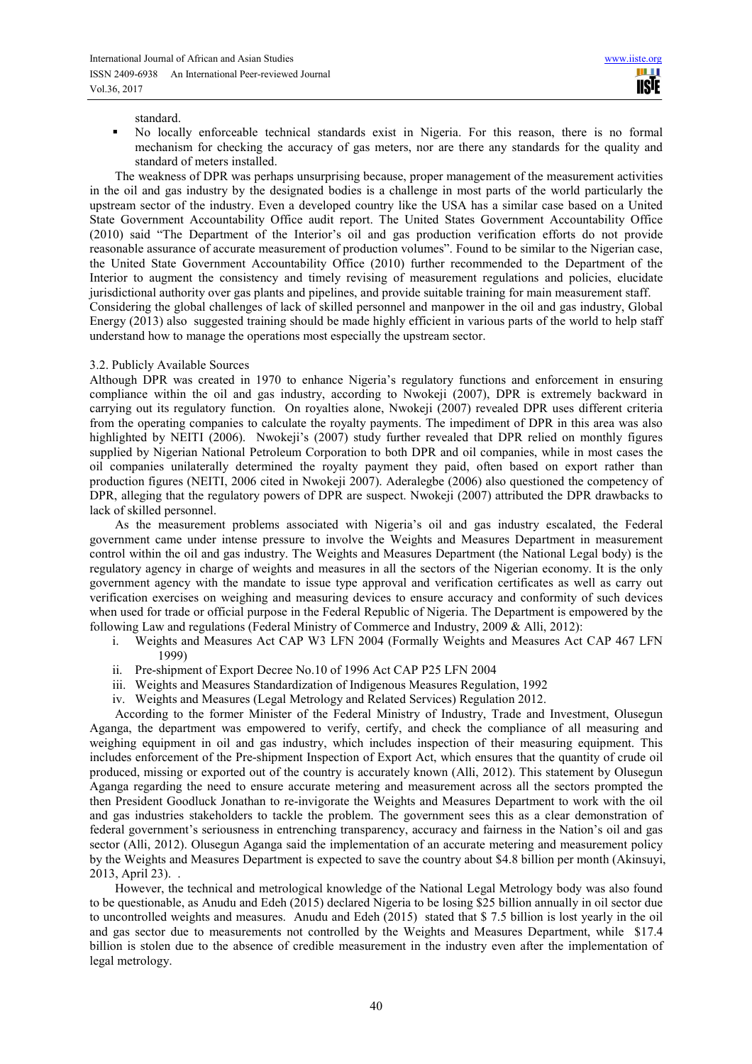standard.

- No locally enforceable technical standards exist in Nigeria. For this reason, there is no formal mechanism for checking the accuracy of gas meters, nor are there any standards for the quality and standard of meters installed.

The weakness of DPR was perhaps unsurprising because, proper management of the measurement activities in the oil and gas industry by the designated bodies is a challenge in most parts of the world particularly the upstream sector of the industry. Even a developed country like the USA has a similar case based on a United State Government Accountability Office audit report. The United States Government Accountability Office (2010) said "The Department of the Interior's oil and gas production verification efforts do not provide reasonable assurance of accurate measurement of production volumes". Found to be similar to the Nigerian case, the United State Government Accountability Office (2010) further recommended to the Department of the Interior to augment the consistency and timely revising of measurement regulations and policies, elucidate jurisdictional authority over gas plants and pipelines, and provide suitable training for main measurement staff. Considering the global challenges of lack of skilled personnel and manpower in the oil and gas industry, Global Energy (2013) also suggested training should be made highly efficient in various parts of the world to help staff understand how to manage the operations most especially the upstream sector.

### 3.2. Publicly Available Sources

Although DPR was created in 1970 to enhance Nigeria's regulatory functions and enforcement in ensuring compliance within the oil and gas industry, according to Nwokeji (2007), DPR is extremely backward in carrying out its regulatory function. On royalties alone, Nwokeji (2007) revealed DPR uses different criteria from the operating companies to calculate the royalty payments. The impediment of DPR in this area was also highlighted by NEITI (2006). Nwokeji's (2007) study further revealed that DPR relied on monthly figures supplied by Nigerian National Petroleum Corporation to both DPR and oil companies, while in most cases the oil companies unilaterally determined the royalty payment they paid, often based on export rather than production figures (NEITI, 2006 cited in Nwokeji 2007). Aderalegbe (2006) also questioned the competency of DPR, alleging that the regulatory powers of DPR are suspect. Nwokeji (2007) attributed the DPR drawbacks to lack of skilled personnel.

As the measurement problems associated with Nigeria's oil and gas industry escalated, the Federal government came under intense pressure to involve the Weights and Measures Department in measurement control within the oil and gas industry. The Weights and Measures Department (the National Legal body) is the regulatory agency in charge of weights and measures in all the sectors of the Nigerian economy. It is the only government agency with the mandate to issue type approval and verification certificates as well as carry out verification exercises on weighing and measuring devices to ensure accuracy and conformity of such devices when used for trade or official purpose in the Federal Republic of Nigeria. The Department is empowered by the following Law and regulations (Federal Ministry of Commerce and Industry, 2009 & Alli, 2012):

i. Weights and Measures Act CAP W3 LFN 2004 (Formally Weights and Measures Act CAP 467 LFN 1999)
ii. Pre-shipment of Export Decree No.10 of 1996 Act CAP P25 LFN 2004
iii. Weights and Measures Standardization of Indigenous Measures Regulation, 1992
iv. Weights and Measures (Legal Metrology and Related Services) Regulation 2012.

According to the former Minister of the Federal Ministry of Industry, Trade and Investment, Olusegun Aganga, the department was empowered to verify, certify, and check the compliance of all measuring and weighing equipment in oil and gas industry, which includes inspection of their measuring equipment. This includes enforcement of the Pre-shipment Inspection of Export Act, which ensures that the quantity of crude oil produced, missing or exported out of the country is accurately known (Alli, 2012). This statement by Olusegun Aganga regarding the need to ensure accurate metering and measurement across all the sectors prompted the then President Goodluck Jonathan to re-invigorate the Weights and Measures Department to work with the oil and gas industries stakeholders to tackle the problem. The government sees this as a clear demonstration of federal government's seriousness in entrenching transparency, accuracy and fairness in the Nation's oil and gas sector (Alli, 2012). Olusegun Aganga said the implementation of an accurate metering and measurement policy by the Weights and Measures Department is expected to save the country about $4.8 billion per month (Akinsuyi, 2013, April 23). .

However, the technical and metrological knowledge of the National Legal Metrology body was also found to be questionable, as Anudu and Edeh (2015) declared Nigeria to be losing $25 billion annually in oil sector due to uncontrolled weights and measures. Anudu and Edeh (2015) stated that $ 7.5 billion is lost yearly in the oil and gas sector due to measurements not controlled by the Weights and Measures Department, while $17.4 billion is stolen due to the absence of credible measurement in the industry even after the implementation of legal metrology.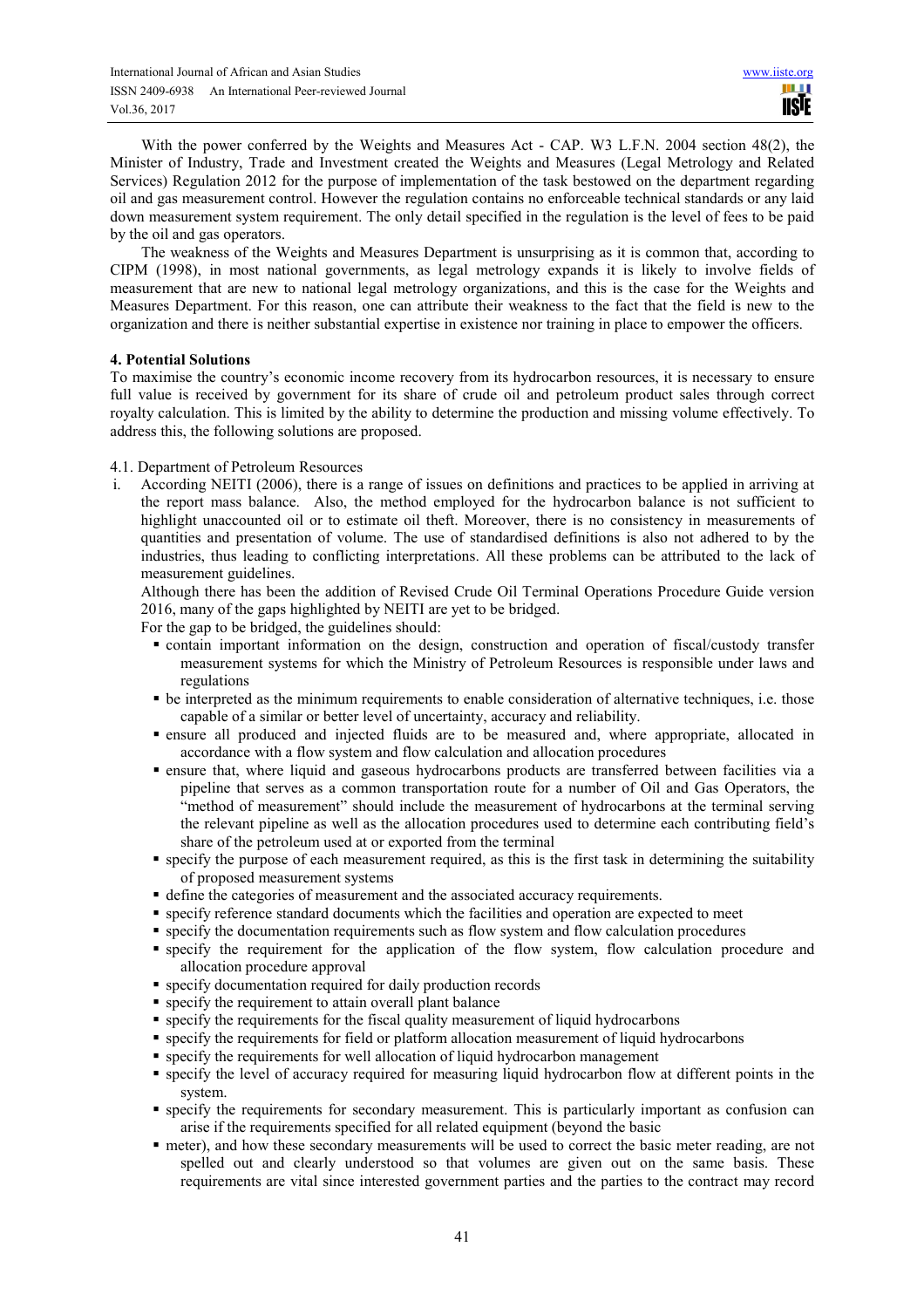With the power conferred by the Weights and Measures Act - CAP. W3 L.F.N. 2004 section 48(2), the Minister of Industry, Trade and Investment created the Weights and Measures (Legal Metrology and Related Services) Regulation 2012 for the purpose of implementation of the task bestowed on the department regarding oil and gas measurement control. However the regulation contains no enforceable technical standards or any laid down measurement system requirement. The only detail specified in the regulation is the level of fees to be paid by the oil and gas operators.

The weakness of the Weights and Measures Department is unsurprising as it is common that, according to CIPM (1998), in most national governments, as legal metrology expands it is likely to involve fields of measurement that are new to national legal metrology organizations, and this is the case for the Weights and Measures Department. For this reason, one can attribute their weakness to the fact that the field is new to the organization and there is neither substantial expertise in existence nor training in place to empower the officers.

## 4. Potential Solutions

To maximise the country's economic income recovery from its hydrocarbon resources, it is necessary to ensure full value is received by government for its share of crude oil and petroleum product sales through correct royalty calculation. This is limited by the ability to determine the production and missing volume effectively. To address this, the following solutions are proposed.

### 4.1. Department of Petroleum Resources

i. According NEITI (2006), there is a range of issues on definitions and practices to be applied in arriving at the report mass balance. Also, the method employed for the hydrocarbon balance is not sufficient to highlight unaccounted oil or to estimate oil theft. Moreover, there is no consistency in measurements of quantities and presentation of volume. The use of standardised definitions is also not adhered to by the industries, thus leading to conflicting interpretations. All these problems can be attributed to the lack of measurement guidelines.

   Although there has been the addition of Revised Crude Oil Terminal Operations Procedure Guide version 2016, many of the gaps highlighted by NEITI are yet to be bridged.

   For the gap to be bridged, the guidelines should:

   - contain important information on the design, construction and operation of fiscal/custody transfer measurement systems for which the Ministry of Petroleum Resources is responsible under laws and regulations
   - be interpreted as the minimum requirements to enable consideration of alternative techniques, i.e. those capable of a similar or better level of uncertainty, accuracy and reliability.
   - ensure all produced and injected fluids are to be measured and, where appropriate, allocated in accordance with a flow system and flow calculation and allocation procedures
   - ensure that, where liquid and gaseous hydrocarbons products are transferred between facilities via a pipeline that serves as a common transportation route for a number of Oil and Gas Operators, the "method of measurement" should include the measurement of hydrocarbons at the terminal serving the relevant pipeline as well as the allocation procedures used to determine each contributing field's share of the petroleum used at or exported from the terminal
   - specify the purpose of each measurement required, as this is the first task in determining the suitability of proposed measurement systems
   - define the categories of measurement and the associated accuracy requirements.
   - specify reference standard documents which the facilities and operation are expected to meet
   - specify the documentation requirements such as flow system and flow calculation procedures
   - specify the requirement for the application of the flow system, flow calculation procedure and allocation procedure approval
   - specify documentation required for daily production records
   - specify the requirement to attain overall plant balance
   - specify the requirements for the fiscal quality measurement of liquid hydrocarbons
   - specify the requirements for field or platform allocation measurement of liquid hydrocarbons
   - specify the requirements for well allocation of liquid hydrocarbon management
   - specify the level of accuracy required for measuring liquid hydrocarbon flow at different points in the system.
   - specify the requirements for secondary measurement. This is particularly important as confusion can arise if the requirements specified for all related equipment (beyond the basic
   - meter), and how these secondary measurements will be used to correct the basic meter reading, are not spelled out and clearly understood so that volumes are given out on the same basis. These requirements are vital since interested government parties and the parties to the contract may record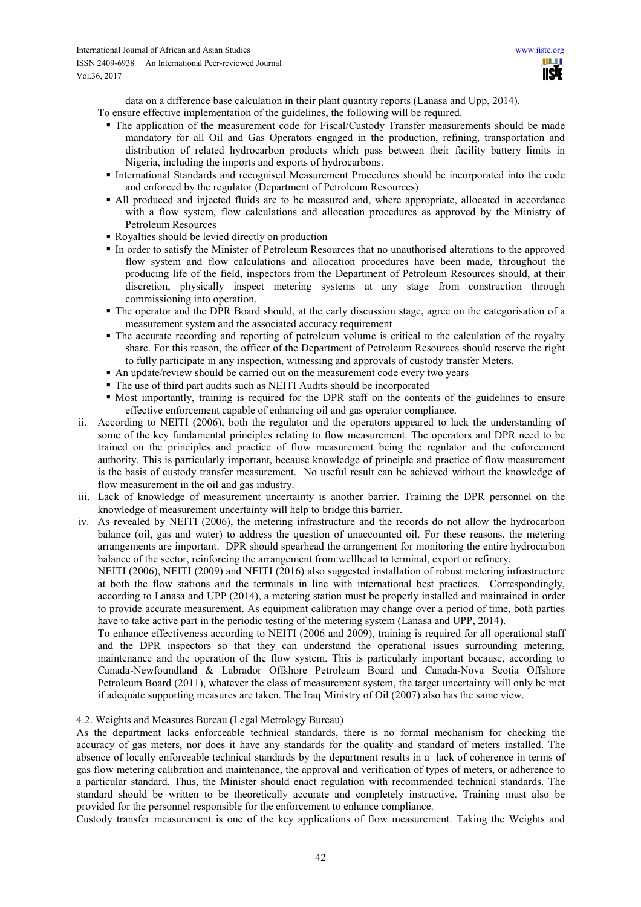data on a difference base calculation in their plant quantity reports (Lanasa and Upp, 2014).

To ensure effective implementation of the guidelines, the following will be required.

- The application of the measurement code for Fiscal/Custody Transfer measurements should be made mandatory for all Oil and Gas Operators engaged in the production, refining, transportation and distribution of related hydrocarbon products which pass between their facility battery limits in Nigeria, including the imports and exports of hydrocarbons.
- International Standards and recognised Measurement Procedures should be incorporated into the code and enforced by the regulator (Department of Petroleum Resources)
- All produced and injected fluids are to be measured and, where appropriate, allocated in accordance with a flow system, flow calculations and allocation procedures as approved by the Ministry of Petroleum Resources
- Royalties should be levied directly on production
- In order to satisfy the Minister of Petroleum Resources that no unauthorised alterations to the approved flow system and flow calculations and allocation procedures have been made, throughout the producing life of the field, inspectors from the Department of Petroleum Resources should, at their discretion, physically inspect metering systems at any stage from construction through commissioning into operation.
- The operator and the DPR Board should, at the early discussion stage, agree on the categorisation of a measurement system and the associated accuracy requirement
- The accurate recording and reporting of petroleum volume is critical to the calculation of the royalty share. For this reason, the officer of the Department of Petroleum Resources should reserve the right to fully participate in any inspection, witnessing and approvals of custody transfer Meters.
- An update/review should be carried out on the measurement code every two years
- The use of third part audits such as NEITI Audits should be incorporated
- Most importantly, training is required for the DPR staff on the contents of the guidelines to ensure effective enforcement capable of enhancing oil and gas operator compliance.

ii. According to NEITI (2006), both the regulator and the operators appeared to lack the understanding of some of the key fundamental principles relating to flow measurement. The operators and DPR need to be trained on the principles and practice of flow measurement being the regulator and the enforcement authority. This is particularly important, because knowledge of principle and practice of flow measurement is the basis of custody transfer measurement. No useful result can be achieved without the knowledge of flow measurement in the oil and gas industry.

iii. Lack of knowledge of measurement uncertainty is another barrier. Training the DPR personnel on the knowledge of measurement uncertainty will help to bridge this barrier.

iv. As revealed by NEITI (2006), the metering infrastructure and the records do not allow the hydrocarbon balance (oil, gas and water) to address the question of unaccounted oil. For these reasons, the metering arrangements are important. DPR should spearhead the arrangement for monitoring the entire hydrocarbon balance of the sector, reinforcing the arrangement from wellhead to terminal, export or refinery.

NEITI (2006), NEITI (2009) and NEITI (2016) also suggested installation of robust metering infrastructure at both the flow stations and the terminals in line with international best practices. Correspondingly, according to Lanasa and UPP (2014), a metering station must be properly installed and maintained in order to provide accurate measurement. As equipment calibration may change over a period of time, both parties have to take active part in the periodic testing of the metering system (Lanasa and UPP, 2014).

To enhance effectiveness according to NEITI (2006 and 2009), training is required for all operational staff and the DPR inspectors so that they can understand the operational issues surrounding metering, maintenance and the operation of the flow system. This is particularly important because, according to Canada-Newfoundland & Labrador Offshore Petroleum Board and Canada-Nova Scotia Offshore Petroleum Board (2011), whatever the class of measurement system, the target uncertainty will only be met if adequate supporting measures are taken. The Iraq Ministry of Oil (2007) also has the same view.

### 4.2. Weights and Measures Bureau (Legal Metrology Bureau)

As the department lacks enforceable technical standards, there is no formal mechanism for checking the accuracy of gas meters, nor does it have any standards for the quality and standard of meters installed. The absence of locally enforceable technical standards by the department results in a lack of coherence in terms of gas flow metering calibration and maintenance, the approval and verification of types of meters, or adherence to a particular standard. Thus, the Minister should enact regulation with recommended technical standards. The standard should be written to be theoretically accurate and completely instructive. Training must also be provided for the personnel responsible for the enforcement to enhance compliance.

Custody transfer measurement is one of the key applications of flow measurement. Taking the Weights and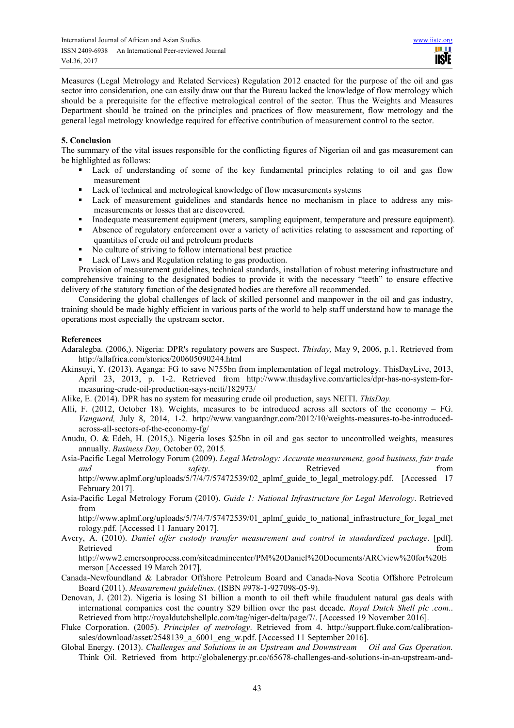Measures (Legal Metrology and Related Services) Regulation 2012 enacted for the purpose of the oil and gas sector into consideration, one can easily draw out that the Bureau lacked the knowledge of flow metrology which should be a prerequisite for the effective metrological control of the sector. Thus the Weights and Measures Department should be trained on the principles and practices of flow measurement, flow metrology and the general legal metrology knowledge required for effective contribution of measurement control to the sector.

## 5. Conclusion

The summary of the vital issues responsible for the conflicting figures of Nigerian oil and gas measurement can be highlighted as follows:

- Lack of understanding of some of the key fundamental principles relating to oil and gas flow measurement
- Lack of technical and metrological knowledge of flow measurements systems
- Lack of measurement guidelines and standards hence no mechanism in place to address any mis-measurements or losses that are discovered.
- Inadequate measurement equipment (meters, sampling equipment, temperature and pressure equipment).
- Absence of regulatory enforcement over a variety of activities relating to assessment and reporting of quantities of crude oil and petroleum products
- No culture of striving to follow international best practice
- Lack of Laws and Regulation relating to gas production.

Provision of measurement guidelines, technical standards, installation of robust metering infrastructure and comprehensive training to the designated bodies to provide it with the necessary "teeth" to ensure effective delivery of the statutory function of the designated bodies are therefore all recommended.

Considering the global challenges of lack of skilled personnel and manpower in the oil and gas industry, training should be made highly efficient in various parts of the world to help staff understand how to manage the operations most especially the upstream sector.

## References

Adaralegba. (2006,). Nigeria: DPR's regulatory powers are Suspect. *Thisday,* May 9, 2006, p.1. Retrieved from http://allafrica.com/stories/200605090244.html

Akinsuyi, Y. (2013). Aganga: FG to save N755bn from implementation of legal metrology. ThisDayLive, 2013, April 23, 2013, p. 1-2. Retrieved from http://www.thisdaylive.com/articles/dpr-has-no-system-for-measuring-crude-oil-production-says-neiti/182973/

Alike, E. (2014). DPR has no system for measuring crude oil production, says NEITI. *ThisDay.*

Alli, F. (2012, October 18). Weights, measures to be introduced across all sectors of the economy – FG. *Vanguard,* July 8, 2014, 1-2. http://www.vanguardngr.com/2012/10/weights-measures-to-be-introduced-across-all-sectors-of-the-economy-fg/

Anudu, O. & Edeh, H. (2015,). Nigeria loses $25bn in oil and gas sector to uncontrolled weights, measures annually. *Business Day,* October 02, 2015*.*

Asia-Pacific Legal Metrology Forum (2009). *Legal Metrology: Accurate measurement, good business, fair trade and safety*. Retrieved from http://www.aplmf.org/uploads/5/7/4/7/57472539/02_aplmf_guide_to_legal_metrology.pdf. [Accessed 17 February 2017].

Asia-Pacific Legal Metrology Forum (2010). *Guide 1: National Infrastructure for Legal Metrology*. Retrieved from http://www.aplmf.org/uploads/5/7/4/7/57472539/01_aplmf_guide_to_national_infrastructure_for_legal_metrology.pdf. [Accessed 11 January 2017].

Avery, A. (2010). *Daniel offer custody transfer measurement and control in standardized package*. [pdf]. Retrieved from http://www2.emersonprocess.com/siteadmincenter/PM%20Daniel%20Documents/ARCview%20for%20Emerson [Accessed 19 March 2017].

Canada-Newfoundland & Labrador Offshore Petroleum Board and Canada-Nova Scotia Offshore Petroleum Board (2011). *Measurement guidelines*. (ISBN #978-1-927098-05-9).

Denovan, J. (2012). Nigeria is losing $1 billion a month to oil theft while fraudulent natural gas deals with international companies cost the country $29 billion over the past decade. *Royal Dutch Shell plc .com.*. Retrieved from http://royaldutchshellplc.com/tag/niger-delta/page/7/. [Accessed 19 November 2016].

Fluke Corporation. (2005). *Principles of metrology*. Retrieved from 4. http://support.fluke.com/calibration-sales/download/asset/2548139_a_6001_eng_w.pdf. [Accessed 11 September 2016].

Global Energy. (2013). *Challenges and Solutions in an Upstream and Downstream Oil and Gas Operation.* Think Oil. Retrieved from http://globalenergy.pr.co/65678-challenges-and-solutions-in-an-upstream-and-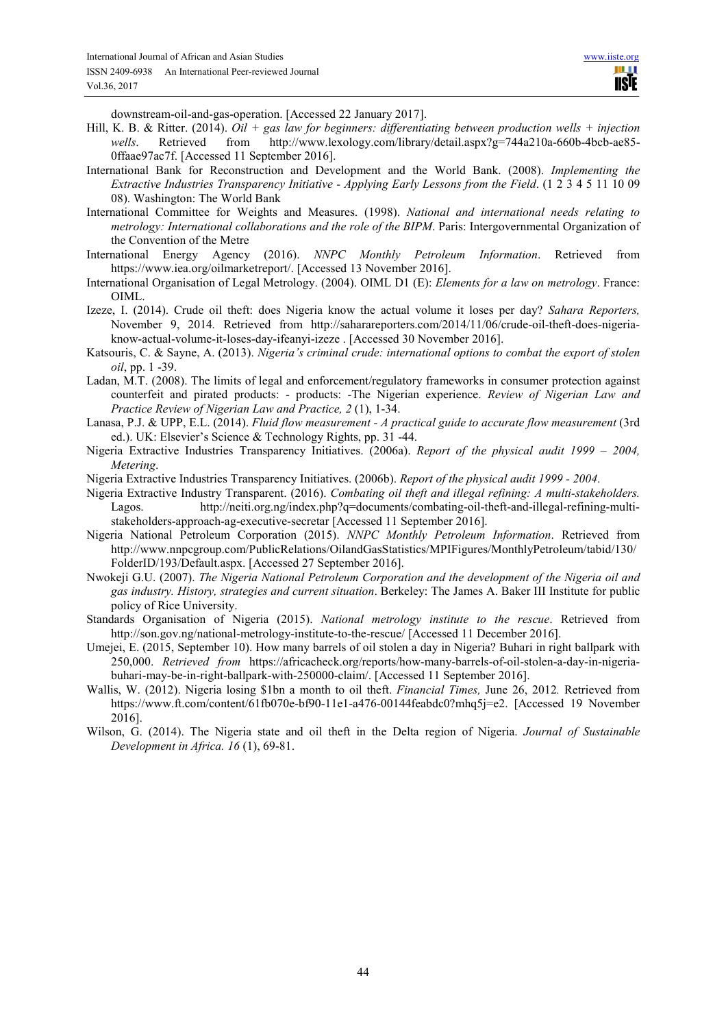downstream-oil-and-gas-operation. [Accessed 22 January 2017].

Hill, K. B. & Ritter. (2014). *Oil + gas law for beginners: differentiating between production wells + injection wells*. Retrieved from http://www.lexology.com/library/detail.aspx?g=744a210a-660b-4bcb-ae85-0ffaae97ac7f. [Accessed 11 September 2016].

International Bank for Reconstruction and Development and the World Bank. (2008). *Implementing the Extractive Industries Transparency Initiative - Applying Early Lessons from the Field*. (1 2 3 4 5 11 10 09 08). Washington: The World Bank

International Committee for Weights and Measures. (1998). *National and international needs relating to metrology: International collaborations and the role of the BIPM*. Paris: Intergovernmental Organization of the Convention of the Metre

International Energy Agency (2016). *NNPC Monthly Petroleum Information*. Retrieved from https://www.iea.org/oilmarketreport/. [Accessed 13 November 2016].

International Organisation of Legal Metrology. (2004). OIML D1 (E): *Elements for a law on metrology*. France: OIML.

Izeze, I. (2014). Crude oil theft: does Nigeria know the actual volume it loses per day? *Sahara Reporters,* November 9, 2014*.* Retrieved from http://saharareporters.com/2014/11/06/crude-oil-theft-does-nigeria-know-actual-volume-it-loses-day-ifeanyi-izeze . [Accessed 30 November 2016].

Katsouris, C. & Sayne, A. (2013). *Nigeria's criminal crude: international options to combat the export of stolen oil*, pp. 1 -39.

Ladan, M.T. (2008). The limits of legal and enforcement/regulatory frameworks in consumer protection against counterfeit and pirated products: - products: -The Nigerian experience. *Review of Nigerian Law and Practice Review of Nigerian Law and Practice, 2* (1), 1-34.

Lanasa, P.J. & UPP, E.L. (2014). *Fluid flow measurement - A practical guide to accurate flow measurement* (3rd ed.). UK: Elsevier's Science & Technology Rights, pp. 31 -44.

Nigeria Extractive Industries Transparency Initiatives. (2006a). *Report of the physical audit 1999 – 2004, Metering*.

Nigeria Extractive Industries Transparency Initiatives. (2006b). *Report of the physical audit 1999 - 2004*.

Nigeria Extractive Industry Transparent. (2016). *Combating oil theft and illegal refining: A multi-stakeholders.* Lagos. http://neiti.org.ng/index.php?q=documents/combating-oil-theft-and-illegal-refining-multi-stakeholders-approach-ag-executive-secretar [Accessed 11 September 2016].

Nigeria National Petroleum Corporation (2015). *NNPC Monthly Petroleum Information*. Retrieved from http://www.nnpcgroup.com/PublicRelations/OilandGasStatistics/MPIFigures/MonthlyPetroleum/tabid/130/FolderID/193/Default.aspx. [Accessed 27 September 2016].

Nwokeji G.U. (2007). *The Nigeria National Petroleum Corporation and the development of the Nigeria oil and gas industry. History, strategies and current situation*. Berkeley: The James A. Baker III Institute for public policy of Rice University.

Standards Organisation of Nigeria (2015). *National metrology institute to the rescue*. Retrieved from http://son.gov.ng/national-metrology-institute-to-the-rescue/ [Accessed 11 December 2016].

Umejei, E. (2015, September 10). How many barrels of oil stolen a day in Nigeria? Buhari in right ballpark with 250,000. *Retrieved from* https://africacheck.org/reports/how-many-barrels-of-oil-stolen-a-day-in-nigeria-buhari-may-be-in-right-ballpark-with-250000-claim/. [Accessed 11 September 2016].

Wallis, W. (2012). Nigeria losing $1bn a month to oil theft. *Financial Times,* June 26, 2012*.* Retrieved from https://www.ft.com/content/61fb070e-bf90-11e1-a476-00144feabdc0?mhq5j=e2. [Accessed 19 November 2016].

Wilson, G. (2014). The Nigeria state and oil theft in the Delta region of Nigeria. *Journal of Sustainable Development in Africa. 16* (1), 69-81.